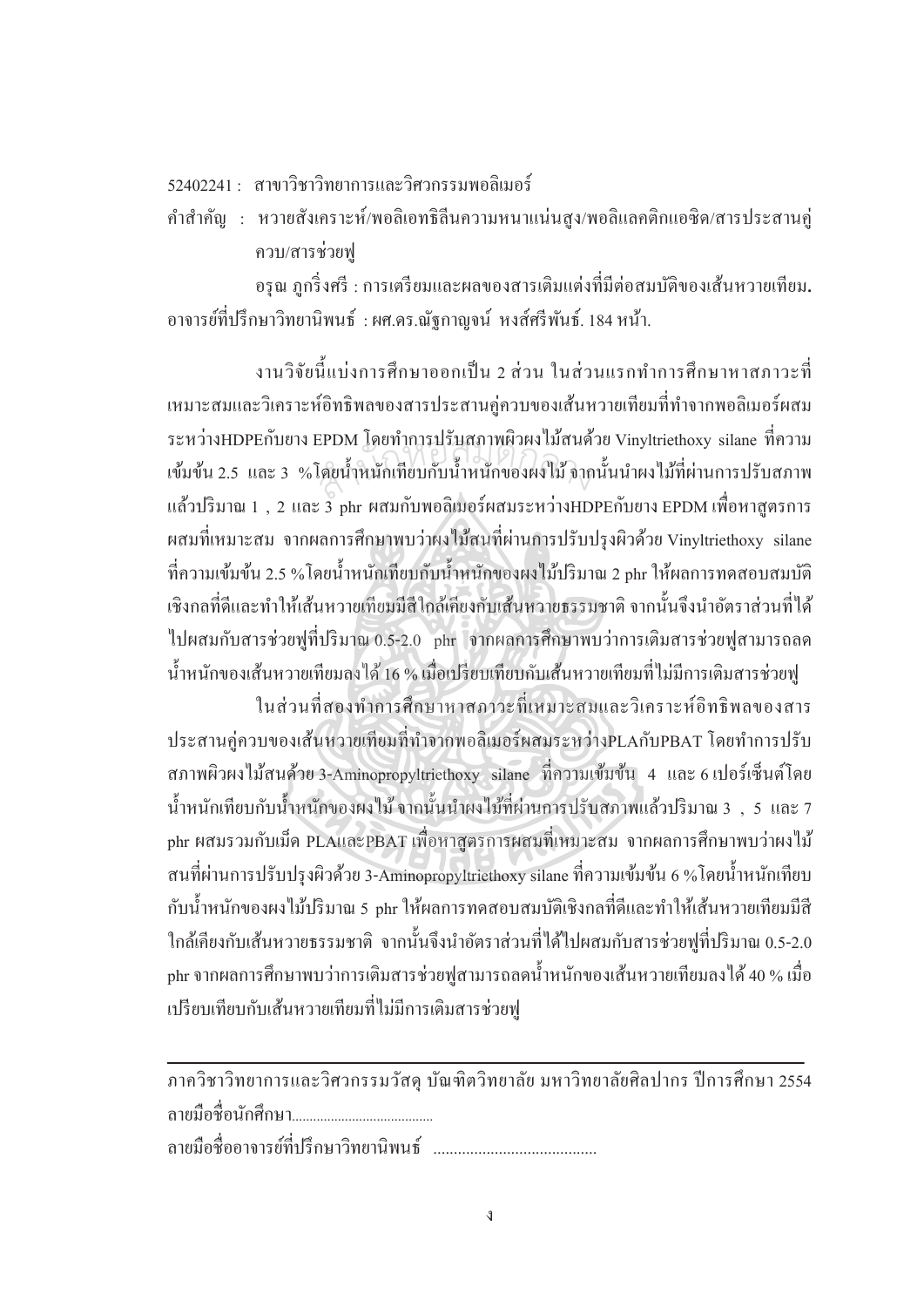52402241 : สาขาวิชาวิทยาการและวิศวกรรมพอลิเมอร์

คำสำคัญ : หวายสังเคราะห์/พอลิเอทธิลีนความหนาแน่นสูง/พอลิแลคติกแอซิด/สารประสานคู่ควบ/สารช่วยฟู

อรุณ ภูกริ่งศรี : การเตรียมและผลของสารเติมแต่งที่มีต่อสมบัติของเส้นหวายเทียม. อาจารย์ที่ปรึกษาวิทยานิพนธ์ : ผศ.ดร.ณัฐกาญจน์ หงส์ศรีพันธ์. 184 หน้า.

งานวิจัยนี้แบ่งการศึกษาออกเป็น 2 ส่วน ในส่วนแรกทำการศึกษาหาสภาวะที่เหมาะสมและวิเคราะห์อิทธิพลของสารประสานคู่ควบของเส้นหวายเทียมที่ทำจากพอลิเมอร์ผสมระหว่างHDPEกับยาง EPDM โดยทำการปรับสภาพผิวผงไม้สนด้วย Vinyltriethoxy silane ที่ความเข้มข้น 2.5 และ 3 %โดยน้ำหนักเทียบกับน้ำหนักของผงไม้ จากนั้นนำผงไม้ที่ผ่านการปรับสภาพแล้วปริมาณ 1 , 2 และ 3 phr ผสมกับพอลิเมอร์ผสมระหว่างHDPEกับยาง EPDM เพื่อหาสูตรการผสมที่เหมาะสม จากผลการศึกษาพบว่าผงไม้สนที่ผ่านการปรับปรุงผิวด้วย Vinyltriethoxy silane ที่ความเข้มข้น 2.5 %โดยน้ำหนักเทียบกับน้ำหนักของผงไม้ปริมาณ 2 phr ให้ผลการทดสอบสมบัติเชิงกลที่ดีและทำให้เส้นหวายเทียมมีสีใกล้เคียงกับเส้นหวายธรรมชาติ จากนั้นจึงนำอัตราส่วนที่ได้ไปผสมกับสารช่วยฟูที่ปริมาณ 0.5-2.0 phr จากผลการศึกษาพบว่าการเติมสารช่วยฟูสามารถลดน้ำหนักของเส้นหวายเทียมลงได้ 16 % เมื่อเปรียบเทียบกับเส้นหวายเทียมที่ไม่มีการเติมสารช่วยฟู

ในส่วนที่สองทำการศึกษาหาสภาวะที่เหมาะสมและวิเคราะห์อิทธิพลของสารประสานคู่ควบของเส้นหวายเทียมที่ทำจากพอลิเมอร์ผสมระหว่างPLAกับPBAT โดยทำการปรับสภาพผิวผงไม้สนด้วย 3-Aminopropyltriethoxy silane ที่ความเข้มข้น 4 และ 6 เปอร์เซ็นต์โดยน้ำหนักเทียบกับน้ำหนักของผงไม้ จากนั้นนำผงไม้ที่ผ่านการปรับสภาพแล้วปริมาณ 3 , 5 และ 7 phr ผสมรวมกับเม็ด PLAและPBAT เพื่อหาสูตรการผสมที่เหมาะสม จากผลการศึกษาพบว่าผงไม้สนที่ผ่านการปรับปรุงผิวด้วย 3-Aminopropyltriethoxy silane ที่ความเข้มข้น 6 %โดยน้ำหนักเทียบกับน้ำหนักของผงไม้ปริมาณ 5 phr ให้ผลการทดสอบสมบัติเชิงกลที่ดีและทำให้เส้นหวายเทียมมีสีใกล้เคียงกับเส้นหวายธรรมชาติ จากนั้นจึงนำอัตราส่วนที่ได้ไปผสมกับสารช่วยฟูที่ปริมาณ 0.5-2.0 phr จากผลการศึกษาพบว่าการเติมสารช่วยฟูสามารถลดน้ำหนักของเส้นหวายเทียมลงได้ 40 % เมื่อเปรียบเทียบกับเส้นหวายเทียมที่ไม่มีการเติมสารช่วยฟู

---

ภาควิชาวิทยาการและวิศวกรรมวัสดุ บัณฑิตวิทยาลัย มหาวิทยาลัยศิลปากร ปีการศึกษา 2554

ลายมือชื่อนักศึกษา........................................

ลายมือชื่ออาจารย์ที่ปรึกษาวิทยานิพนธ์ ........................................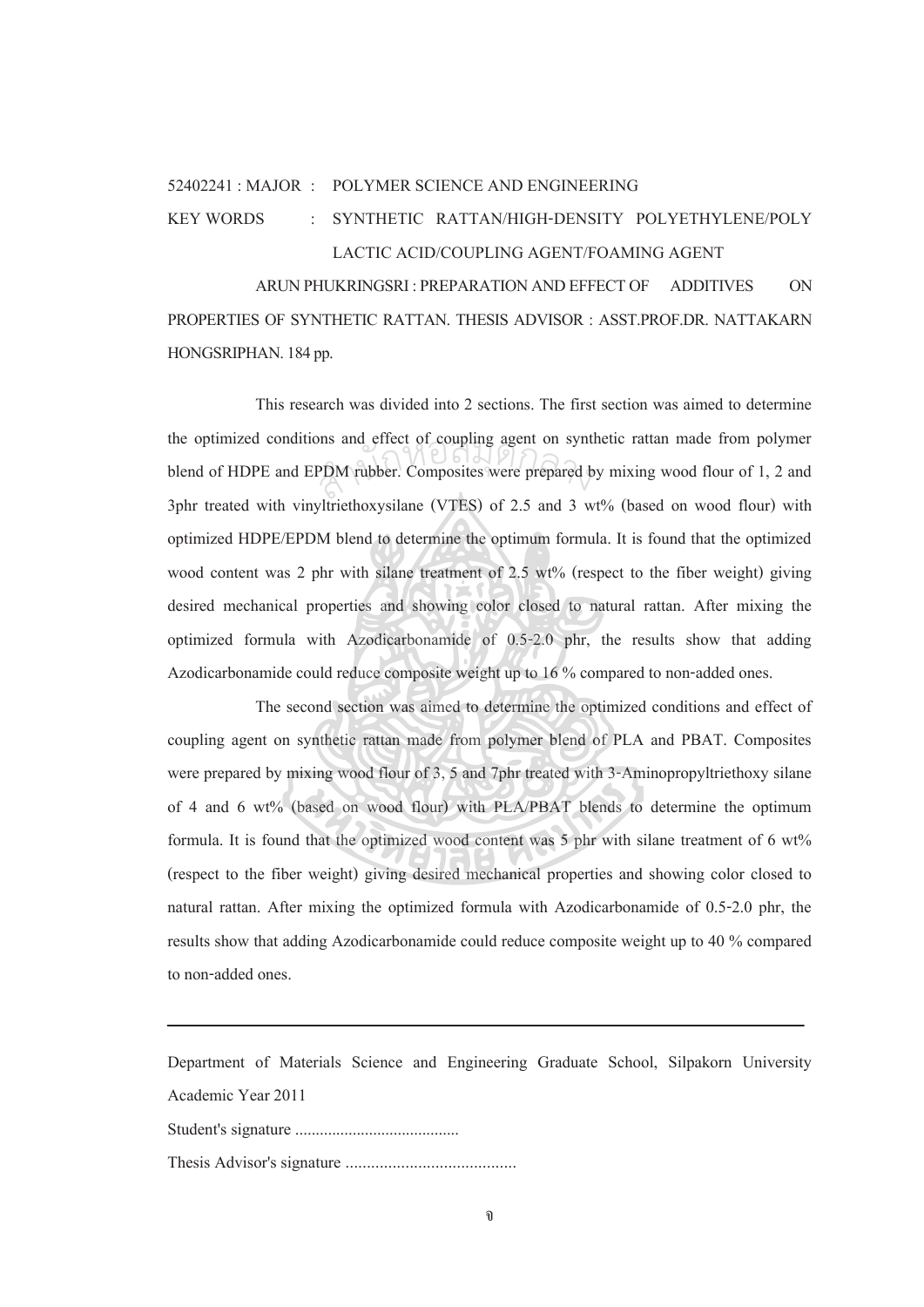52402241 : MAJOR : POLYMER SCIENCE AND ENGINEERING

KEY WORDS : SYNTHETIC RATTAN/HIGH-DENSITY POLYETHYLENE/POLY LACTIC ACID/COUPLING AGENT/FOAMING AGENT

ARUN PHUKRINGSRI : PREPARATION AND EFFECT OF ADDITIVES ON PROPERTIES OF SYNTHETIC RATTAN. THESIS ADVISOR : ASST.PROF.DR. NATTAKARN HONGSRIPHAN. 184 pp.

This research was divided into 2 sections. The first section was aimed to determine the optimized conditions and effect of coupling agent on synthetic rattan made from polymer blend of HDPE and EPDM rubber. Composites were prepared by mixing wood flour of 1, 2 and 3phr treated with vinyltriethoxysilane (VTES) of 2.5 and 3 wt% (based on wood flour) with optimized HDPE/EPDM blend to determine the optimum formula. It is found that the optimized wood content was 2 phr with silane treatment of 2.5 wt% (respect to the fiber weight) giving desired mechanical properties and showing color closed to natural rattan. After mixing the optimized formula with Azodicarbonamide of 0.5-2.0 phr, the results show that adding Azodicarbonamide could reduce composite weight up to 16 % compared to non-added ones.

The second section was aimed to determine the optimized conditions and effect of coupling agent on synthetic rattan made from polymer blend of PLA and PBAT. Composites were prepared by mixing wood flour of 3, 5 and 7phr treated with 3-Aminopropyltriethoxy silane of 4 and 6 wt% (based on wood flour) with PLA/PBAT blends to determine the optimum formula. It is found that the optimized wood content was 5 phr with silane treatment of 6 wt% (respect to the fiber weight) giving desired mechanical properties and showing color closed to natural rattan. After mixing the optimized formula with Azodicarbonamide of 0.5-2.0 phr, the results show that adding Azodicarbonamide could reduce composite weight up to 40 % compared to non-added ones.

---

Department of Materials Science and Engineering Graduate School, Silpakorn University

Academic Year 2011

Student's signature ........................................

Thesis Advisor's signature ........................................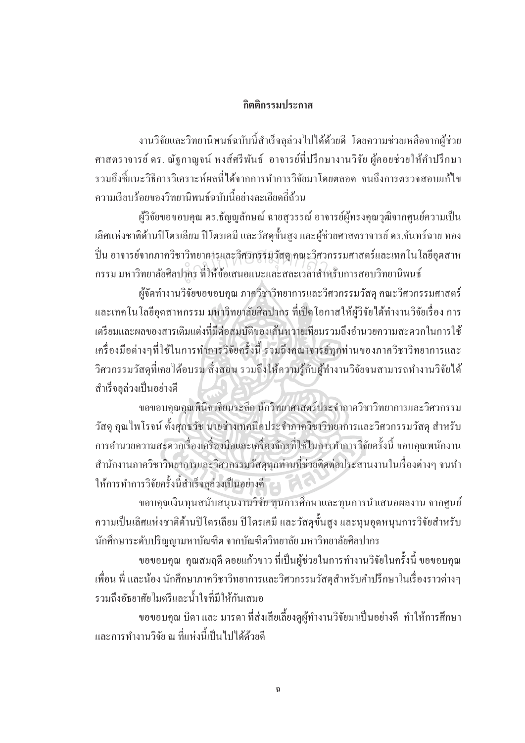## กิตติกรรมประกาศ

งานวิจัยและวิทยานิพนธ์ฉบับนี้สำเร็จลุล่วงไปได้ด้วยดี โดยความช่วยเหลือจากผู้ช่วยศาสตราจารย์ ดร. ณัฐกาญจน์ หงส์ศรีพันธ์ อาจารย์ที่ปรึกษางานวิจัย ผู้คอยช่วยให้คำปรึกษา รวมถึงชี้แนะวิธีการวิเคราะห์ผลที่ได้จากการทำการวิจัยมาโดยตลอด จนถึงการตรวจสอบแก้ไขความเรียบร้อยของวิทยานิพนธ์ฉบับนี้อย่างละเอียดถี่ถ้วน

ผู้วิจัยขอขอบคุณ ดร.ธัญญลักษณ์ ฉายสุวรรณ์ อาจารย์ผู้ทรงคุณวุฒิจากศูนย์ความเป็นเลิศแห่งชาติด้านปิโตรเลียม ปิโตรเคมี และวัสดุขั้นสูง และผู้ช่วยศาสตราจารย์ ดร.จันทร์ฉาย ทองปิ่น อาจารย์จากภาควิชาวิทยาการและวิศวกรรมวัสดุ คณะวิศวกรรมศาสตร์และเทคโนโลยีอุตสาหกรรม มหาวิทยาลัยศิลปากร ที่ให้ข้อเสนอแนะและสละเวลาสำหรับการสอบวิทยานิพนธ์

ผู้จัดทำงานวิจัยขอขอบคุณ ภาควิชาวิทยาการและวิศวกรรมวัสดุ คณะวิศวกรรมศาสตร์และเทคโนโลยีอุตสาหกรรม มหาวิทยาลัยศิลปากร ที่เปิดโอกาสให้ผู้วิจัยได้ทำงานวิจัยเรื่อง การเตรียมและผลของสารเติมแต่งที่มีต่อสมบัติของเส้นหวายเทียมรวมถึงอำนวยความสะดวกในการใช้เครื่องมือต่างๆที่ใช้ในการทำการวิจัยครั้งนี้ รวมถึงคณาจารย์ทุกท่านของภาควิชาวิทยาการและวิศวกรรมวัสดุที่เคยได้อบรม สั่งสอน รวมถึงให้ความรู้กับผู้ทำงานวิจัยจนสามารถทำงานวิจัยได้สำเร็จลุล่วงเป็นอย่างดี

ขอขอบคุณคุณพินิจ เจียนระลึก นักวิทยาศาสตร์ประจำภาควิชาวิทยาการและวิศวกรรมวัสดุ คุณไพโรจน์ ตั้งศุภธวัช นายช่างเทคนิคประจำภาควิชาวิทยาการและวิศวกรรมวัสดุ สำหรับการอำนวยความสะดวกเรื่องเครื่องมือและเครื่องจักรที่ใช้ในการทำการวิจัยครั้งนี้ ขอบคุณพนักงานสำนักงานภาควิชาวิทยาการและวิศวกรรมวัสดุทุกท่านที่ช่วยติดต่อประสานงานในเรื่องต่างๆ จนทำให้การทำการวิจัยครั้งนี้สำเร็จลุล่วงเป็นอย่างดี

ขอบคุณเงินทุนสนับสนุนงานวิจัย ทุนการศึกษาและทุนการนำเสนอผลงาน จากศูนย์ความเป็นเลิศแห่งชาติด้านปิโตรเลียม ปิโตรเคมี และวัสดุขั้นสูง และทุนอุดหนุนการวิจัยสำหรับนักศึกษาระดับปริญญามหาบัณฑิต จากบัณฑิตวิทยาลัย มหาวิทยาลัยศิลปากร

ขอขอบคุณ คุณสมฤดี ดอยแก้วขาว ที่เป็นผู้ช่วยในการทำงานวิจัยในครั้งนี้ ขอขอบคุณเพื่อน พี่ และน้อง นักศึกษาภาควิชาวิทยาการและวิศวกรรมวัสดุสำหรับคำปรึกษาในเรื่องราวต่างๆ รวมถึงอัธยาศัยไมตรีและน้ำใจที่มีให้กันเสมอ

ขอขอบคุณ บิดา และ มารดา ที่ส่งเสียเลี้ยงดูผู้ทำงานวิจัยมาเป็นอย่างดี ทำให้การศึกษาและการทำงานวิจัย ณ ที่แห่งนี้เป็นไปได้ด้วยดี